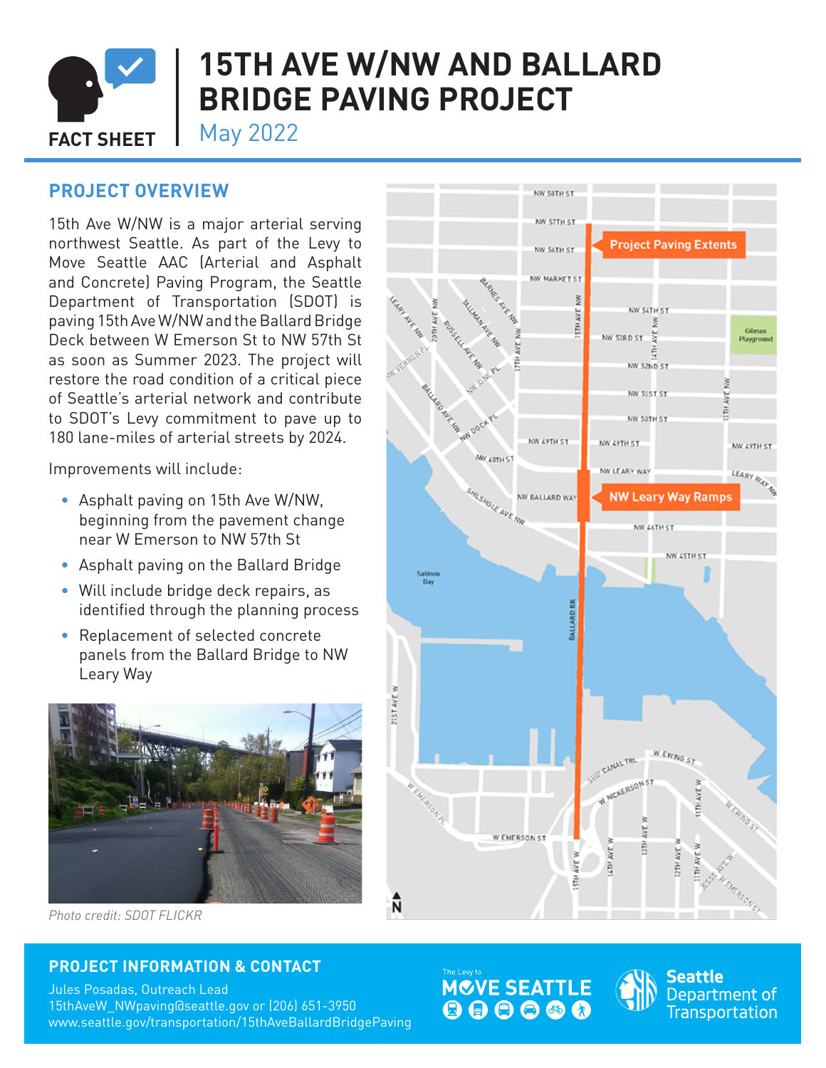FACT SHEET

# 15TH AVE W/NW AND BALLARD BRIDGE PAVING PROJECT

May 2022

## PROJECT OVERVIEW

15th Ave W/NW is a major arterial serving northwest Seattle. As part of the Levy to Move Seattle AAC (Arterial and Asphalt and Concrete) Paving Program, the Seattle Department of Transportation (SDOT) is paving 15th Ave W/NW and the Ballard Bridge Deck between W Emerson St to NW 57th St as soon as Summer 2023. The project will restore the road condition of a critical piece of Seattle's arterial network and contribute to SDOT's Levy commitment to pave up to 180 lane-miles of arterial streets by 2024.

Improvements will include:

- Asphalt paving on 15th Ave W/NW, beginning from the pavement change near W Emerson to NW 57th St
- Asphalt paving on the Ballard Bridge
- Will include bridge deck repairs, as identified through the planning process
- Replacement of selected concrete panels from the Ballard Bridge to NW Leary Way

*Photo credit: SDOT FLICKR*

Project Paving Extents

NW Leary Way Ramps

## PROJECT INFORMATION & CONTACT

Jules Posadas, Outreach Lead
15thAveW_NWpaving@seattle.gov or (206) 651-3950
www.seattle.gov/transportation/15thAveBallardBridgePaving

The Levy to MOVE SEATTLE

Seattle Department of Transportation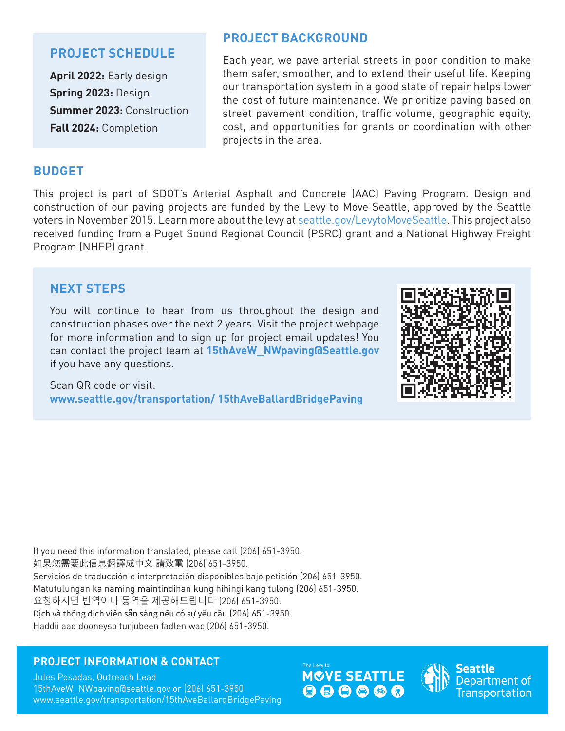## PROJECT SCHEDULE

**April 2022:** Early design
**Spring 2023:** Design
**Summer 2023:** Construction
**Fall 2024:** Completion

## PROJECT BACKGROUND

Each year, we pave arterial streets in poor condition to make them safer, smoother, and to extend their useful life. Keeping our transportation system in a good state of repair helps lower the cost of future maintenance. We prioritize paving based on street pavement condition, traffic volume, geographic equity, cost, and opportunities for grants or coordination with other projects in the area.

## BUDGET

This project is part of SDOT's Arterial Asphalt and Concrete (AAC) Paving Program. Design and construction of our paving projects are funded by the Levy to Move Seattle, approved by the Seattle voters in November 2015. Learn more about the levy at seattle.gov/LevytoMoveSeattle. This project also received funding from a Puget Sound Regional Council (PSRC) grant and a National Highway Freight Program (NHFP) grant.

## NEXT STEPS

You will continue to hear from us throughout the design and construction phases over the next 2 years. Visit the project webpage for more information and to sign up for project email updates! You can contact the project team at **15thAveW_NWpaving@Seattle.gov** if you have any questions.

Scan QR code or visit:
**www.seattle.gov/transportation/ 15thAveBallardBridgePaving**

If you need this information translated, please call (206) 651-3950.
如果您需要此信息翻譯成中文 請致電 (206) 651-3950.
Servicios de traducción e interpretación disponibles bajo petición (206) 651-3950.
Matutulungan ka naming maintindihan kung hihingi kang tulong (206) 651-3950.
요청하시면 번역이나 통역을 제공해드립니다 (206) 651-3950.
Dịch và thông dịch viên sẵn sàng nếu có sự yêu cầu (206) 651-3950.
Haddii aad dooneyso turjubeen fadlen wac (206) 651-3950.

## PROJECT INFORMATION & CONTACT

Jules Posadas, Outreach Lead
15thAveW_NWpaving@seattle.gov or (206) 651-3950
www.seattle.gov/transportation/15thAveBallardBridgePaving

The Levy to MOVE SEATTLE

Seattle Department of Transportation